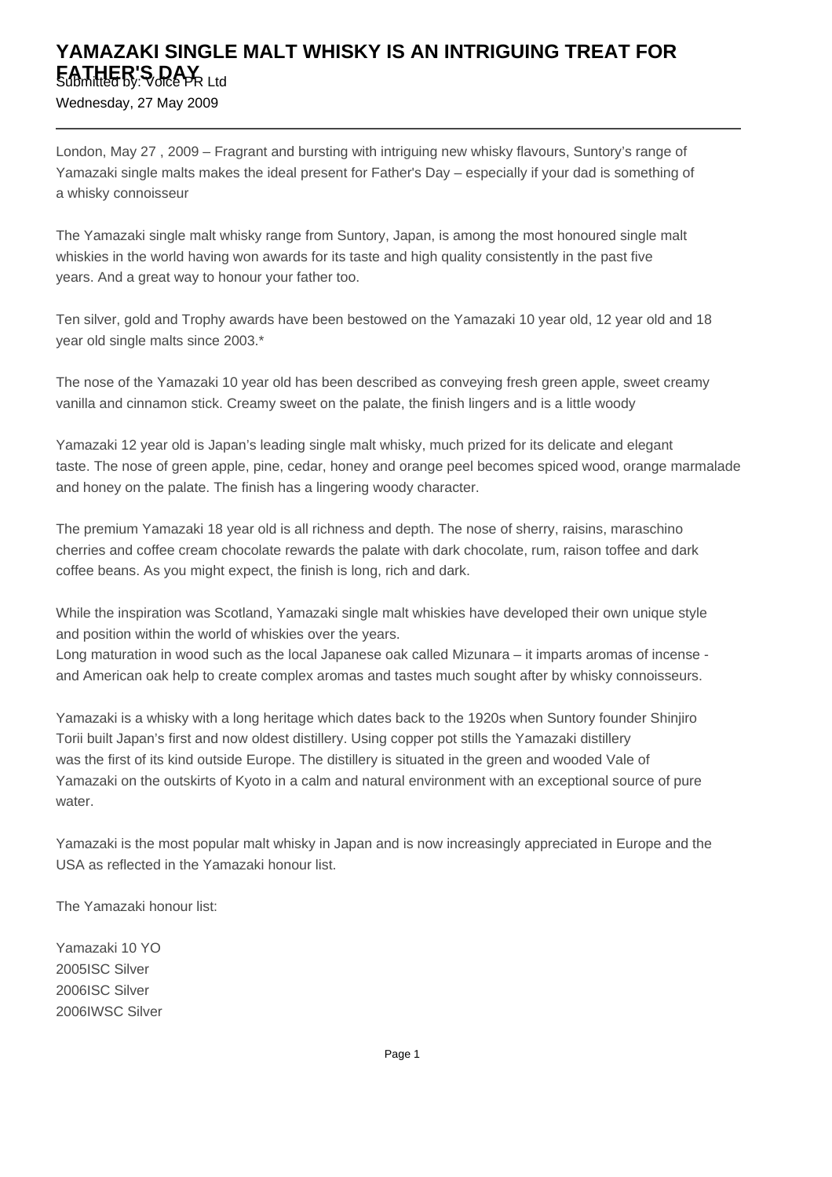# YAMAZAKI SINGLE MALT WHISKY IS AN INTRIGUING TREAT FOR FATHER'S DAY

Submitted by: Voice PR Ltd

Wednesday, 27 May 2009

---

London, May 27 , 2009 – Fragrant and bursting with intriguing new whisky flavours, Suntory's range of Yamazaki single malts makes the ideal present for Father's Day – especially if your dad is something of a whisky connoisseur

The Yamazaki single malt whisky range from Suntory, Japan, is among the most honoured single malt whiskies in the world having won awards for its taste and high quality consistently in the past five years. And a great way to honour your father too.

Ten silver, gold and Trophy awards have been bestowed on the Yamazaki 10 year old, 12 year old and 18 year old single malts since 2003.*

The nose of the Yamazaki 10 year old has been described as conveying fresh green apple, sweet creamy vanilla and cinnamon stick. Creamy sweet on the palate, the finish lingers and is a little woody

Yamazaki 12 year old is Japan's leading single malt whisky, much prized for its delicate and elegant taste. The nose of green apple, pine, cedar, honey and orange peel becomes spiced wood, orange marmalade and honey on the palate. The finish has a lingering woody character.

The premium Yamazaki 18 year old is all richness and depth. The nose of sherry, raisins, maraschino cherries and coffee cream chocolate rewards the palate with dark chocolate, rum, raison toffee and dark coffee beans. As you might expect, the finish is long, rich and dark.

While the inspiration was Scotland, Yamazaki single malt whiskies have developed their own unique style and position within the world of whiskies over the years.
Long maturation in wood such as the local Japanese oak called Mizunara – it imparts aromas of incense - and American oak help to create complex aromas and tastes much sought after by whisky connoisseurs.

Yamazaki is a whisky with a long heritage which dates back to the 1920s when Suntory founder Shinjiro Torii built Japan's first and now oldest distillery. Using copper pot stills the Yamazaki distillery was the first of its kind outside Europe. The distillery is situated in the green and wooded Vale of Yamazaki on the outskirts of Kyoto in a calm and natural environment with an exceptional source of pure water.

Yamazaki is the most popular malt whisky in Japan and is now increasingly appreciated in Europe and the USA as reflected in the Yamazaki honour list.

The Yamazaki honour list:

Yamazaki 10 YO
2005ISC Silver
2006ISC Silver
2006IWSC Silver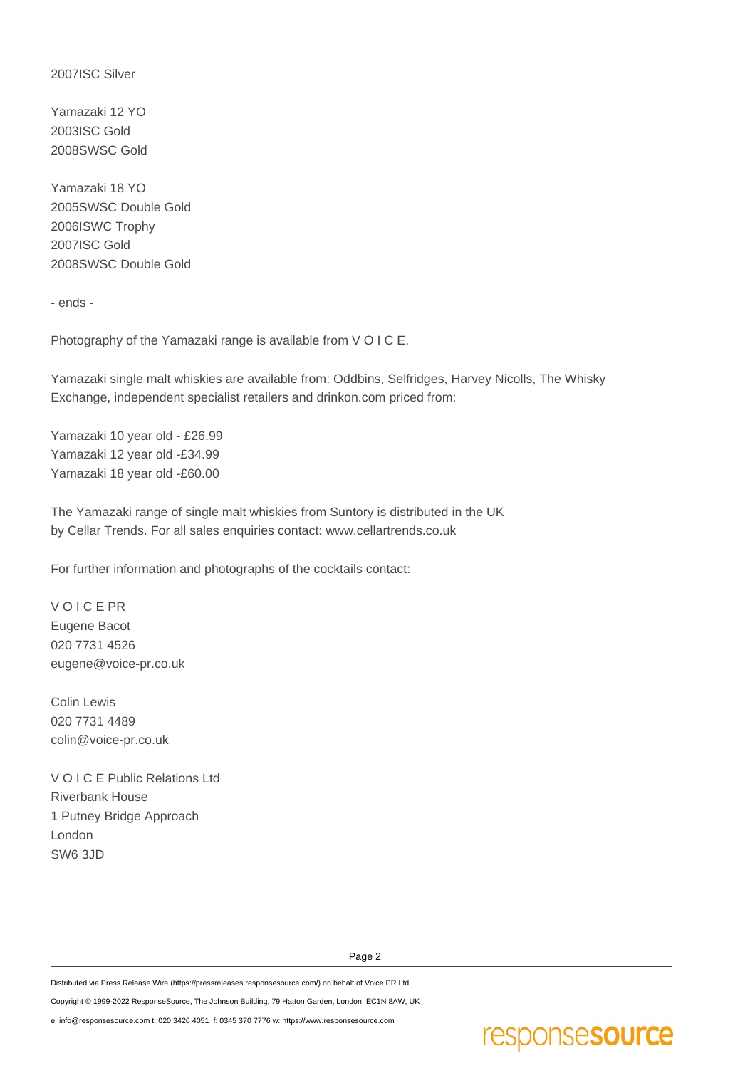2007ISC Silver

Yamazaki 12 YO
2003ISC Gold
2008SWSC Gold

Yamazaki 18 YO
2005SWSC Double Gold
2006ISWC Trophy
2007ISC Gold
2008SWSC Double Gold

- ends -

Photography of the Yamazaki range is available from V O I C E.

Yamazaki single malt whiskies are available from: Oddbins, Selfridges, Harvey Nicolls, The Whisky Exchange, independent specialist retailers and drinkon.com priced from:

Yamazaki 10 year old - £26.99
Yamazaki 12 year old -£34.99
Yamazaki 18 year old -£60.00

The Yamazaki range of single malt whiskies from Suntory is distributed in the UK by Cellar Trends. For all sales enquiries contact: www.cellartrends.co.uk

For further information and photographs of the cocktails contact:

V O I C E PR
Eugene Bacot
020 7731 4526
eugene@voice-pr.co.uk

Colin Lewis
020 7731 4489
colin@voice-pr.co.uk

V O I C E Public Relations Ltd
Riverbank House
1 Putney Bridge Approach
London
SW6 3JD